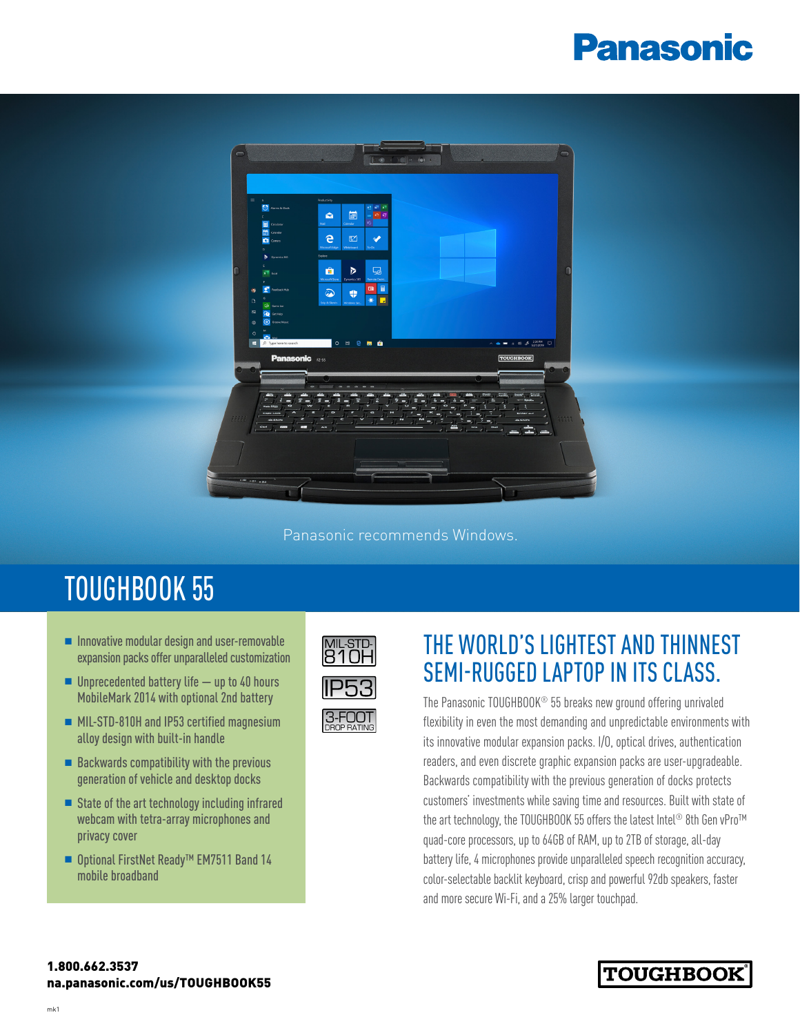Panasonic

Panasonic recommends Windows.

# TOUGHBOOK 55

- Innovative modular design and user-removable expansion packs offer unparalleled customization
- Unprecedented battery life — up to 40 hours MobileMark 2014 with optional 2nd battery
- MIL-STD-810H and IP53 certified magnesium alloy design with built-in handle
- Backwards compatibility with the previous generation of vehicle and desktop docks
- State of the art technology including infrared webcam with tetra-array microphones and privacy cover
- Optional FirstNet Ready™ EM7511 Band 14 mobile broadband

MIL-STD-810H

IP53

3-FOOT DROP RATING

## THE WORLD'S LIGHTEST AND THINNEST SEMI-RUGGED LAPTOP IN ITS CLASS.

The Panasonic TOUGHBOOK® 55 breaks new ground offering unrivaled flexibility in even the most demanding and unpredictable environments with its innovative modular expansion packs. I/O, optical drives, authentication readers, and even discrete graphic expansion packs are user-upgradeable. Backwards compatibility with the previous generation of docks protects customers' investments while saving time and resources. Built with state of the art technology, the TOUGHBOOK 55 offers the latest Intel® 8th Gen vPro™ quad-core processors, up to 64GB of RAM, up to 2TB of storage, all-day battery life, 4 microphones provide unparalleled speech recognition accuracy, color-selectable backlit keyboard, crisp and powerful 92db speakers, faster and more secure Wi-Fi, and a 25% larger touchpad.

**1.800.662.3537**
**na.panasonic.com/us/TOUGHBOOK55**

TOUGHBOOK®

mk1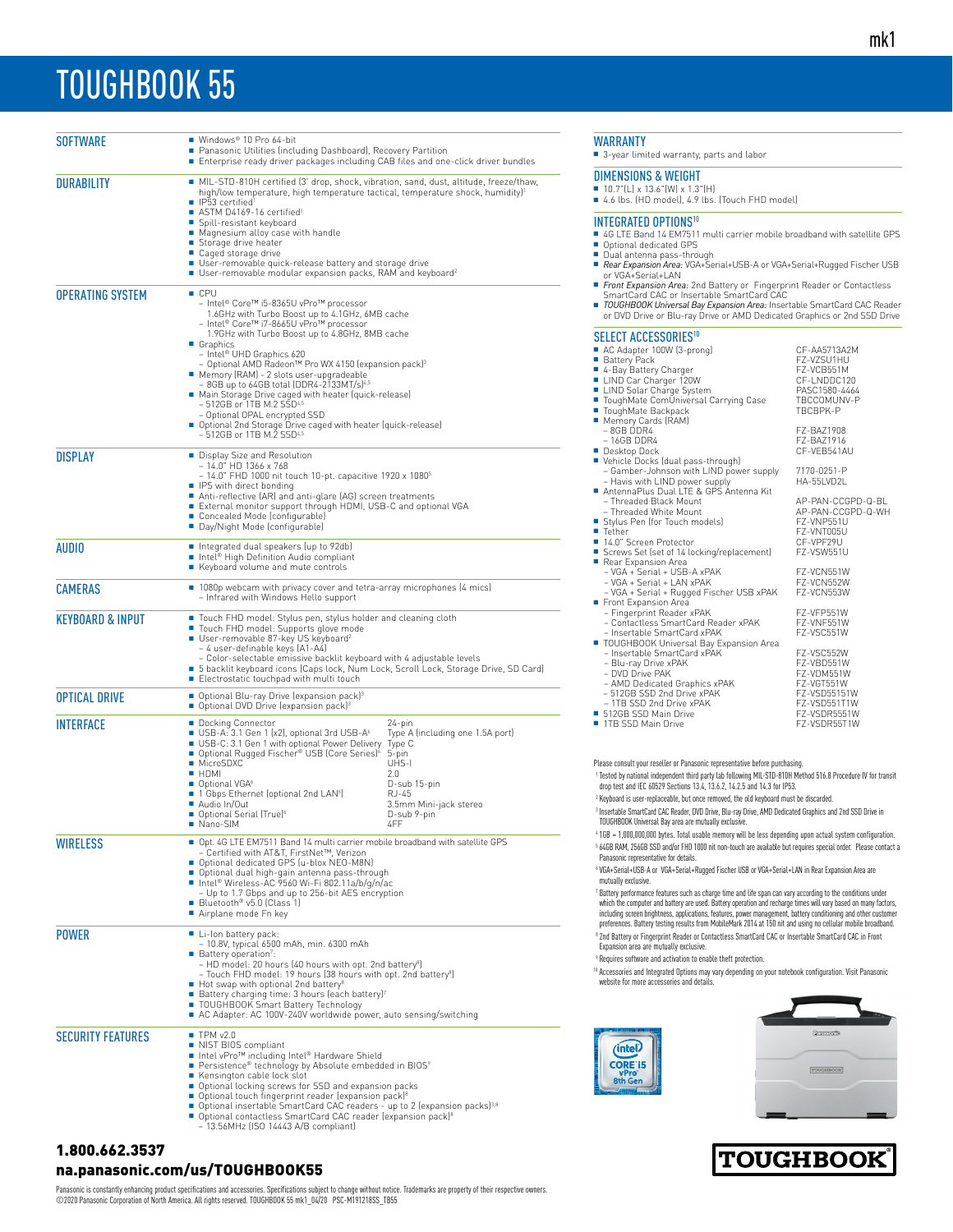mk1

# TOUGHBOOK 55

## SOFTWARE

- Windows® 10 Pro 64-bit
- Panasonic Utilities (including Dashboard), Recovery Partition
- Enterprise ready driver packages including CAB files and one-click driver bundles

## DURABILITY

- MIL-STD-810H certified (3' drop, shock, vibration, sand, dust, altitude, freeze/thaw, high/low temperature, high temperature tactical, temperature shock, humidity)[1]
- IP53 certified[1]
- ASTM D4169-16 certified[1]
- Spill-resistant keyboard
- Magnesium alloy case with handle
- Storage drive heater
- Caged storage drive
- User-removable quick-release battery and storage drive
- User-removable modular expansion packs, RAM and keyboard[2]

## OPERATING SYSTEM

- CPU
  - Intel® Core™ i5-8365U vPro™ processor 1.6GHz with Turbo Boost up to 4.1GHz, 6MB cache
  - Intel® Core™ i7-8665U vPro™ processor 1.9GHz with Turbo Boost up to 4.8GHz, 8MB cache
- Graphics
  - Intel® UHD Graphics 620
  - Optional AMD Radeon™ Pro WX 4150 (expansion pack)[3]
- Memory (RAM) - 2 slots user-upgradeable
  - 8GB up to 64GB total (DDR4-2133MT/s)[4,5]
- Main Storage Drive caged with heater (quick-release)
  - 512GB or 1TB M.2 SSD[4,5]
  - Optional OPAL encrypted SSD
- Optional 2nd Storage Drive caged with heater (quick-release)
  - 512GB or 1TB M.2 SSD[4,5]

## DISPLAY

- Display Size and Resolution
  - 14.0" HD 1366 x 768
  - 14.0" FHD 1000 nit touch 10-pt. capacitive 1920 x 1080[5]
- IPS with direct bonding
- Anti-reflective (AR) and anti-glare (AG) screen treatments
- External monitor support through HDMI, USB-C and optional VGA
- Concealed Mode (configurable)
- Day/Night Mode (configurable)

## AUDIO

- Integrated dual speakers (up to 92db)
- Intel® High Definition Audio compliant
- Keyboard volume and mute controls

## CAMERAS

- 1080p webcam with privacy cover and tetra-array microphones (4 mics)
  - Infrared with Windows Hello support

## KEYBOARD & INPUT

- Touch FHD model: Stylus pen, stylus holder and cleaning cloth
- Touch FHD model: Supports glove mode
- User-removable 87-key US keyboard[2]
  - 4 user-definable keys (A1-A4)
  - Color-selectable emissive backlit keyboard with 4 adjustable levels
- 5 backlit keyboard icons (Caps lock, Num Lock, Scroll Lock, Storage Drive, SD Card)
- Electrostatic touchpad with multi touch

## OPTICAL DRIVE

- Optional Blu-ray Drive (expansion pack)[3]
- Optional DVD Drive (expansion pack)[3]

## INTERFACE

| | |
|---|---|
| Docking Connector | 24-pin |
| USB-A: 3.1 Gen 1 (x2), optional 3rd USB-A[6] | Type A (including one 1.5A port) |
| USB-C: 3.1 Gen 1 with optional Power Delivery | Type C |
| Optional Rugged Fischer® USB (Core Series)[6] | 5-pin |
| MicroSDXC | UHS-I |
| HDMI | 2.0 |
| Optional VGA[6] | D-sub 15-pin |
| 1 Gbps Ethernet (optional 2nd LAN[6]) | RJ-45 |
| Audio In/Out | 3.5mm Mini-jack stereo |
| Optional Serial (True)[6] | D-sub 9-pin |
| Nano-SIM | 4FF |

## WIRELESS

- Opt. 4G LTE EM7511 Band 14 multi carrier mobile broadband with satellite GPS
  - Certified with AT&T, FirstNet™, Verizon
- Optional dedicated GPS (u-blox NEO-M8N)
- Optional dual high-gain antenna pass-through
- Intel® Wireless-AC 9560 Wi-Fi 802.11a/b/g/n/ac
  - Up to 1.7 Gbps and up to 256-bit AES encryption
- Bluetooth® v5.0 (Class 1)
- Airplane mode Fn key

## POWER

- Li-Ion battery pack:
  - 10.8V, typical 6500 mAh, min. 6300 mAh
- Battery operation[7]:
  - HD model: 20 hours (40 hours with opt. 2nd battery[8])
  - Touch FHD model: 19 hours (38 hours with opt. 2nd battery[8])
- Hot swap with optional 2nd battery[8]
- Battery charging time: 3 hours (each battery)[7]
- TOUGHBOOK Smart Battery Technology
- AC Adapter: AC 100V-240V worldwide power, auto sensing/switching

## SECURITY FEATURES

- TPM v2.0
- NIST BIOS compliant
- Intel vPro™ including Intel® Hardware Shield
- Persistence® technology by Absolute embedded in BIOS[9]
- Kensington cable lock slot
- Optional locking screws for SSD and expansion packs
- Optional touch fingerprint reader (expansion pack)[8]
- Optional insertable SmartCard CAC readers - up to 2 (expansion packs)[3,8]
- Optional contactless SmartCard CAC reader (expansion pack)[8]
  - 13.56MHz (ISO 14443 A/B compliant)

## WARRANTY

- 3-year limited warranty, parts and labor

## DIMENSIONS & WEIGHT

- 10.7"(L) x 13.6"(W) x 1.3"(H)
- 4.6 lbs. (HD model), 4.9 lbs. (Touch FHD model)

## INTEGRATED OPTIONS[10]

- 4G LTE Band 14 EM7511 multi carrier mobile broadband with satellite GPS
- Optional dedicated GPS
- Dual antenna pass-through
- *Rear Expansion Area:* VGA+Serial+USB-A or VGA+Serial+Rugged Fischer USB or VGA+Serial+LAN
- *Front Expansion Area:* 2nd Battery or Fingerprint Reader or Contactless SmartCard CAC or Insertable SmartCard CAC
- *TOUGHBOOK Universal Bay Expansion Area:* Insertable SmartCard CAC Reader or DVD Drive or Blu-ray Drive or AMD Dedicated Graphics or 2nd SSD Drive

## SELECT ACCESSORIES[10]

| | |
|---|---|
| AC Adapter 100W (3-prong) | CF-AA5713A2M |
| Battery Pack | FZ-VZSU1HU |
| 4-Bay Battery Charger | FZ-VCB551M |
| LIND Car Charger 120W | CF-LNDDC120 |
| LIND Solar Charge System | PA5C1580-4464 |
| ToughMate ComUniversal Carrying Case | TBCCOMUNV-P |
| ToughMate Backpack | TBCBPK-P |
| Memory Cards (RAM) | |
| – 8GB DDR4 | FZ-BAZ1908 |
| – 16GB DDR4 | FZ-BAZ1916 |
| Desktop Dock | CF-VEB541AU |
| Vehicle Docks (dual pass-through) | |
| – Gamber-Johnson with LIND power supply | 7170-0251-P |
| – Havis with LIND power supply | HA-55LVD2L |
| AntennaPlus Dual LTE & GPS Antenna Kit | |
| – Threaded Black Mount | AP-PAN-CCGPD-Q-BL |
| – Threaded White Mount | AP-PAN-CCGPD-Q-WH |
| Stylus Pen (for Touch models) | FZ-VNP551U |
| Tether | FZ-VNT005U |
| 14.0" Screen Protector | CF-VPF29U |
| Screws Set (set of 14 locking/replacement) | FZ-VSW551U |
| Rear Expansion Area | |
| – VGA + Serial + USB-A xPAK | FZ-VCN551W |
| – VGA + Serial + LAN xPAK | FZ-VCN552W |
| – VGA + Serial + Rugged Fischer USB xPAK | FZ-VCN553W |
| Front Expansion Area | |
| – Fingerprint Reader xPAK | FZ-VFP551W |
| – Contactless SmartCard Reader xPAK | FZ-VNF551W |
| – Insertable SmartCard xPAK | FZ-VSC551W |
| TOUGHBOOK Universal Bay Expansion Area | |
| – Insertable SmartCard xPAK | FZ-VSC552W |
| – Blu-ray Drive xPAK | FZ-VBD551W |
| – DVD Drive PAK | FZ-VDM551W |
| – AMD Dedicated Graphics xPAK | FZ-VGT551W |
| – 512GB SSD 2nd Drive xPAK | FZ-VSD55151W |
| – 1TB SSD 2nd Drive xPAK | FZ-VSD551T1W |
| 512GB SSD Main Drive | FZ-VSDR5551W |
| 1TB SSD Main Drive | FZ-VSDR55T1W |

Please consult your reseller or Panasonic representative before purchasing.

[1] Tested by national independent third party lab following MIL-STD-810H Method 516.8 Procedure IV for transit drop test and IEC 60529 Sections 13.4, 13.6.2, 14.2.5 and 14.3 for IP53.

[2] Keyboard is user-replaceable, but once removed, the old keyboard must be discarded.

[3] Insertable SmartCard CAC Reader, DVD Drive, Blu-ray Drive, AMD Dedicated Graphics and 2nd SSD Drive in TOUGHBOOK Universal Bay area are mutually exclusive.

[4] 1GB = 1,000,000,000 bytes. Total usable memory will be less depending upon actual system configuration.

[5] 64GB RAM, 256GB SSD and/or FHD 1000 nit non-touch are available but requires special order. Please contact a Panasonic representative for details.

[6] VGA+Serial+USB-A or VGA+Serial+Rugged Fischer USB or VGA+Serial+LAN in Rear Expansion Area are mutually exclusive.

[7] Battery performance features such as charge time and life span can vary according to the conditions under which the computer and battery are used. Battery operation and recharge times will vary based on many factors, including screen brightness, applications, features, power management, battery conditioning and other customer preferences. Battery testing results from MobileMark 2014 at 150 nit and using no cellular mobile broadband.

[8] 2nd Battery or Fingerprint Reader or Contactless SmartCard CAC or Insertable SmartCard CAC in Front Expansion area are mutually exclusive.

[9] Requires software and activation to enable theft protection.

[10] Accessories and Integrated Options may vary depending on your notebook configuration. Visit Panasonic website for more accessories and details.

intel CORE i5 vPro 8th Gen

TOUGHBOOK

**1.800.662.3537**

**na.panasonic.com/us/TOUGHBOOK55**

Panasonic is constantly enhancing product specifications and accessories. Specifications subject to change without notice. Trademarks are property of their respective owners. ©2020 Panasonic Corporation of North America. All rights reserved. TOUGHBOOK 55 mk1_04/20 PSC-M191218SS_TB55